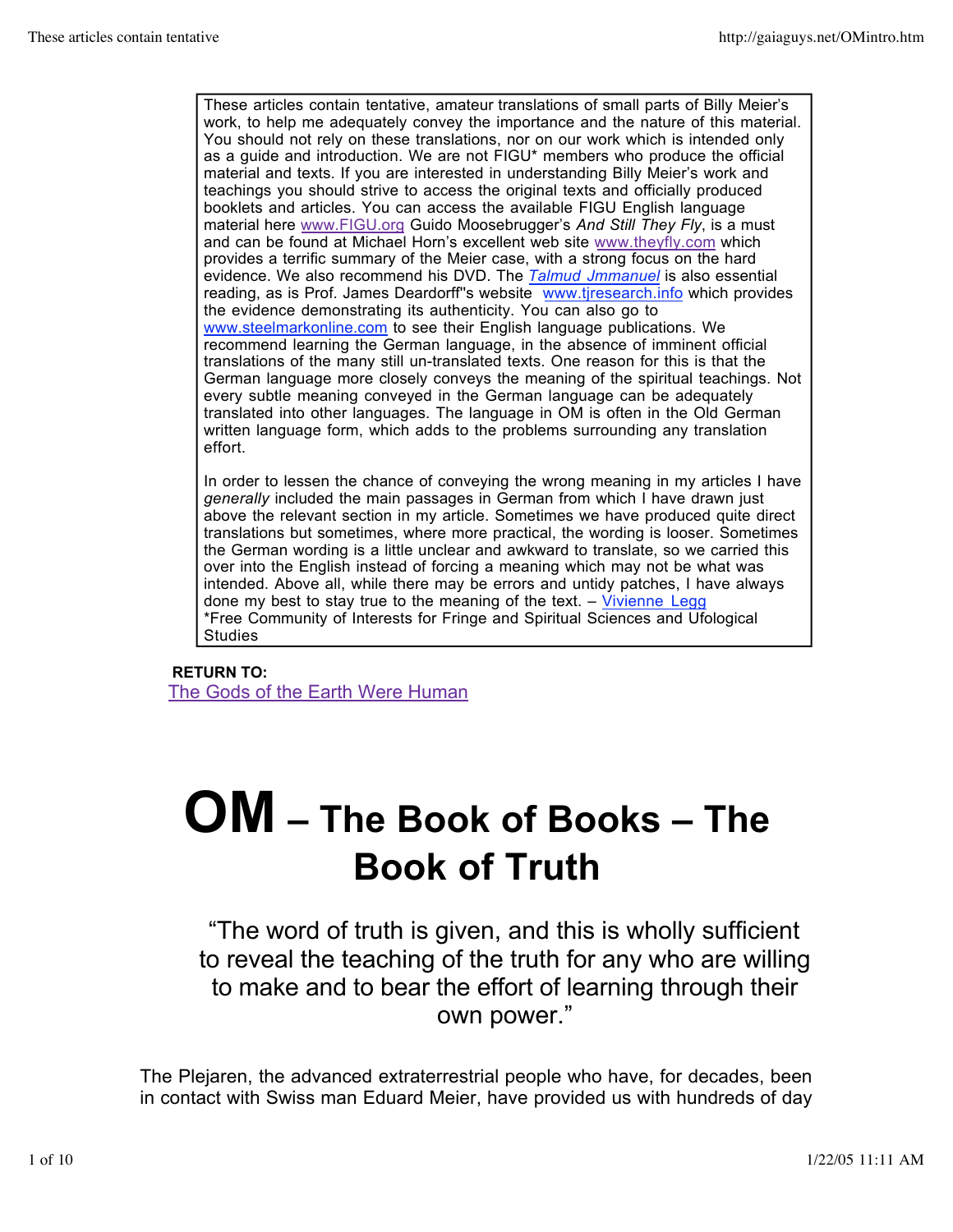These articles contain tentative, amateur translations of small parts of Billy Meier's work, to help me adequately convey the importance and the nature of this material. You should not rely on these translations, nor on our work which is intended only as a guide and introduction. We are not FIGU* members who produce the official material and texts. If you are interested in understanding Billy Meier's work and teachings you should strive to access the original texts and officially produced booklets and articles. You can access the available FIGU English language material here www.FIGU.org Guido Moosebrugger's *And Still They Fly*, is a must and can be found at Michael Horn's excellent web site www.theyfly.com which provides a terrific summary of the Meier case, with a strong focus on the hard evidence. We also recommend his DVD. The *Talmud Jmmanuel* is also essential reading, as is Prof. James Deardorff"s website www.tjresearch.info which provides the evidence demonstrating its authenticity. You can also go to www.steelmarkonline.com to see their English language publications. We recommend learning the German language, in the absence of imminent official translations of the many still un-translated texts. One reason for this is that the German language more closely conveys the meaning of the spiritual teachings. Not every subtle meaning conveyed in the German language can be adequately translated into other languages. The language in OM is often in the Old German written language form, which adds to the problems surrounding any translation effort.

In order to lessen the chance of conveying the wrong meaning in my articles I have *generally* included the main passages in German from which I have drawn just above the relevant section in my article. Sometimes we have produced quite direct translations but sometimes, where more practical, the wording is looser. Sometimes the German wording is a little unclear and awkward to translate, so we carried this over into the English instead of forcing a meaning which may not be what was intended. Above all, while there may be errors and untidy patches, I have always done my best to stay true to the meaning of the text. – Vivienne Legg
*Free Community of Interests for Fringe and Spiritual Sciences and Ufological Studies

**RETURN TO:**
The Gods of the Earth Were Human

# OM – The Book of Books – The Book of Truth

"The word of truth is given, and this is wholly sufficient to reveal the teaching of the truth for any who are willing to make and to bear the effort of learning through their own power."

The Plejaren, the advanced extraterrestrial people who have, for decades, been in contact with Swiss man Eduard Meier, have provided us with hundreds of day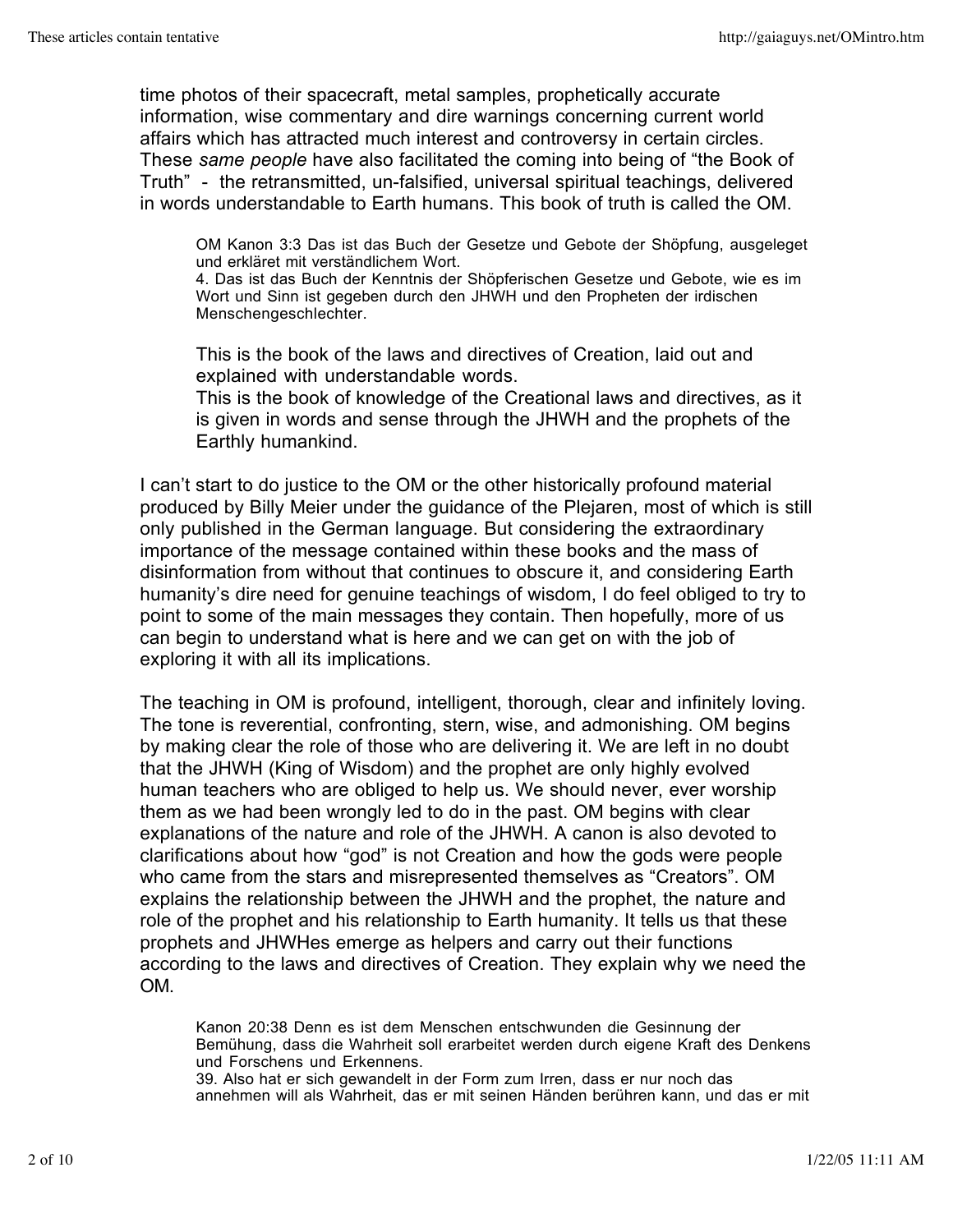time photos of their spacecraft, metal samples, prophetically accurate information, wise commentary and dire warnings concerning current world affairs which has attracted much interest and controversy in certain circles. These *same people* have also facilitated the coming into being of “the Book of Truth” - the retransmitted, un-falsified, universal spiritual teachings, delivered in words understandable to Earth humans. This book of truth is called the OM.

> OM Kanon 3:3 Das ist das Buch der Gesetze und Gebote der Shöpfung, ausgeleget und erkläret mit verständlichem Wort.
> 4. Das ist das Buch der Kenntnis der Shöpferischen Gesetze und Gebote, wie es im Wort und Sinn ist gegeben durch den JHWH und den Propheten der irdischen Menschengeschlechter.
>
> This is the book of the laws and directives of Creation, laid out and explained with understandable words.
> This is the book of knowledge of the Creational laws and directives, as it is given in words and sense through the JHWH and the prophets of the Earthly humankind.

I can’t start to do justice to the OM or the other historically profound material produced by Billy Meier under the guidance of the Plejaren, most of which is still only published in the German language. But considering the extraordinary importance of the message contained within these books and the mass of disinformation from without that continues to obscure it, and considering Earth humanity’s dire need for genuine teachings of wisdom, I do feel obliged to try to point to some of the main messages they contain. Then hopefully, more of us can begin to understand what is here and we can get on with the job of exploring it with all its implications.

The teaching in OM is profound, intelligent, thorough, clear and infinitely loving. The tone is reverential, confronting, stern, wise, and admonishing. OM begins by making clear the role of those who are delivering it. We are left in no doubt that the JHWH (King of Wisdom) and the prophet are only highly evolved human teachers who are obliged to help us. We should never, ever worship them as we had been wrongly led to do in the past. OM begins with clear explanations of the nature and role of the JHWH. A canon is also devoted to clarifications about how “god” is not Creation and how the gods were people who came from the stars and misrepresented themselves as “Creators”. OM explains the relationship between the JHWH and the prophet, the nature and role of the prophet and his relationship to Earth humanity. It tells us that these prophets and JHWHes emerge as helpers and carry out their functions according to the laws and directives of Creation. They explain why we need the OM.

> Kanon 20:38 Denn es ist dem Menschen entschwunden die Gesinnung der Bemühung, dass die Wahrheit soll erarbeitet werden durch eigene Kraft des Denkens und Forschens und Erkennens.
> 39. Also hat er sich gewandelt in der Form zum Irren, dass er nur noch das annehmen will als Wahrheit, das er mit seinen Händen berühren kann, und das er mit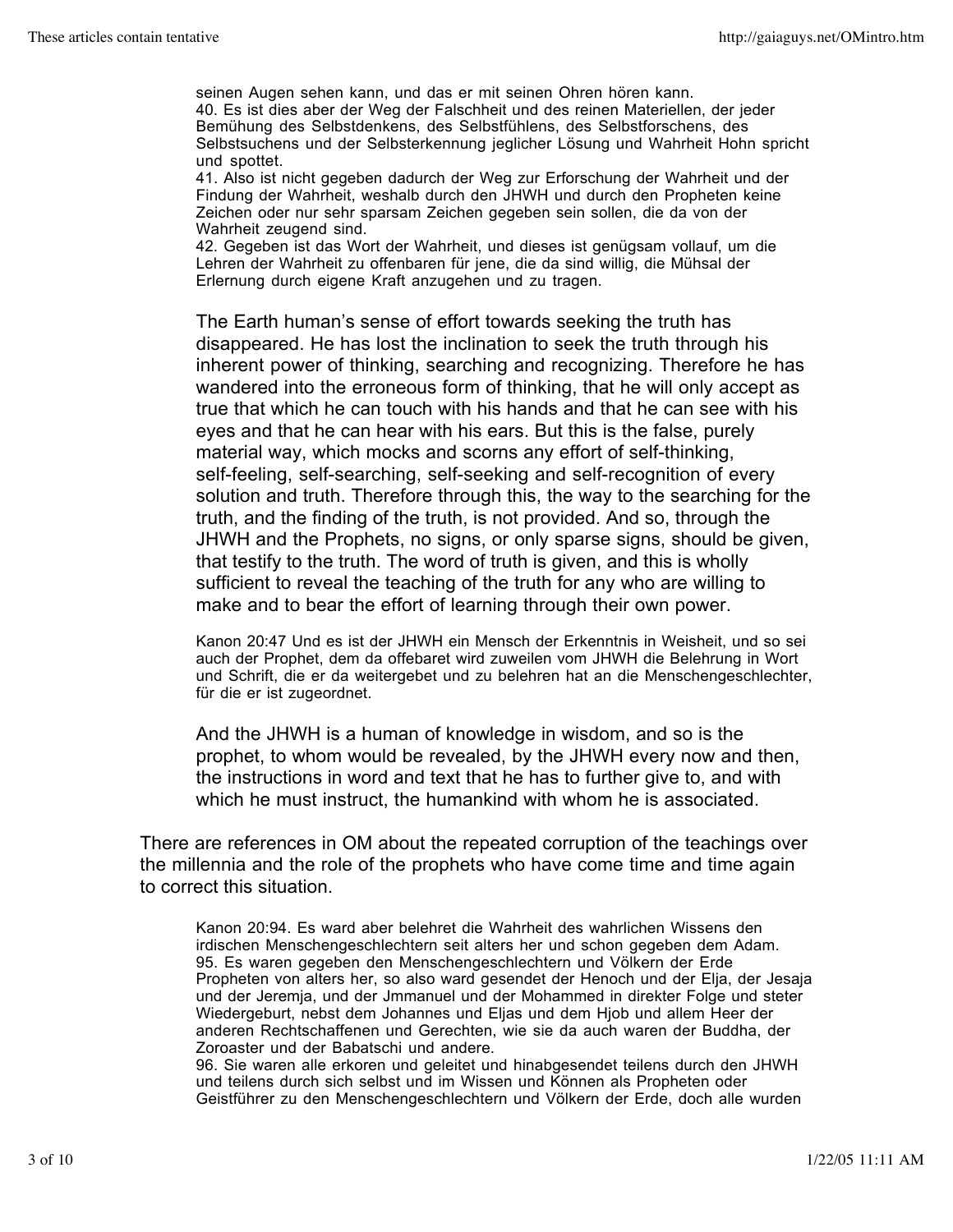seinen Augen sehen kann, und das er mit seinen Ohren hören kann.
40. Es ist dies aber der Weg der Falschheit und des reinen Materiellen, der jeder Bemühung des Selbstdenkens, des Selbstfühlens, des Selbstforschens, des Selbstsuchens und der Selbsterkennung jeglicher Lösung und Wahrheit Hohn spricht und spottet.
41. Also ist nicht gegeben dadurch der Weg zur Erforschung der Wahrheit und der Findung der Wahrheit, weshalb durch den JHWH und durch den Propheten keine Zeichen oder nur sehr sparsam Zeichen gegeben sein sollen, die da von der Wahrheit zeugend sind.
42. Gegeben ist das Wort der Wahrheit, und dieses ist genügsam vollauf, um die Lehren der Wahrheit zu offenbaren für jene, die da sind willig, die Mühsal der Erlernung durch eigene Kraft anzugehen und zu tragen.

The Earth human's sense of effort towards seeking the truth has disappeared. He has lost the inclination to seek the truth through his inherent power of thinking, searching and recognizing. Therefore he has wandered into the erroneous form of thinking, that he will only accept as true that which he can touch with his hands and that he can see with his eyes and that he can hear with his ears. But this is the false, purely material way, which mocks and scorns any effort of self-thinking, self-feeling, self-searching, self-seeking and self-recognition of every solution and truth. Therefore through this, the way to the searching for the truth, and the finding of the truth, is not provided. And so, through the JHWH and the Prophets, no signs, or only sparse signs, should be given, that testify to the truth. The word of truth is given, and this is wholly sufficient to reveal the teaching of the truth for any who are willing to make and to bear the effort of learning through their own power.

Kanon 20:47 Und es ist der JHWH ein Mensch der Erkenntnis in Weisheit, und so sei auch der Prophet, dem da offebaret wird zuweilen vom JHWH die Belehrung in Wort und Schrift, die er da weitergebet und zu belehren hat an die Menschengeschlechter, für die er ist zugeordnet.

And the JHWH is a human of knowledge in wisdom, and so is the prophet, to whom would be revealed, by the JHWH every now and then, the instructions in word and text that he has to further give to, and with which he must instruct, the humankind with whom he is associated.

There are references in OM about the repeated corruption of the teachings over the millennia and the role of the prophets who have come time and time again to correct this situation.

Kanon 20:94. Es ward aber belehret die Wahrheit des wahrlichen Wissens den irdischen Menschengeschlechtern seit alters her und schon gegeben dem Adam.
95. Es waren gegeben den Menschengeschlechtern und Völkern der Erde Propheten von alters her, so also ward gesendet der Henoch und der Elja, der Jesaja und der Jeremja, und der Jmmanuel und der Mohammed in direkter Folge und steter Wiedergeburt, nebst dem Johannes und Eljas und dem Hjob und allem Heer der anderen Rechtschaffenen und Gerechten, wie sie da auch waren der Buddha, der Zoroaster und der Babatschi und andere.
96. Sie waren alle erkoren und geleitet und hinabgesendet teilens durch den JHWH und teilens durch sich selbst und im Wissen und Können als Propheten oder Geistführer zu den Menschengeschlechtern und Völkern der Erde, doch alle wurden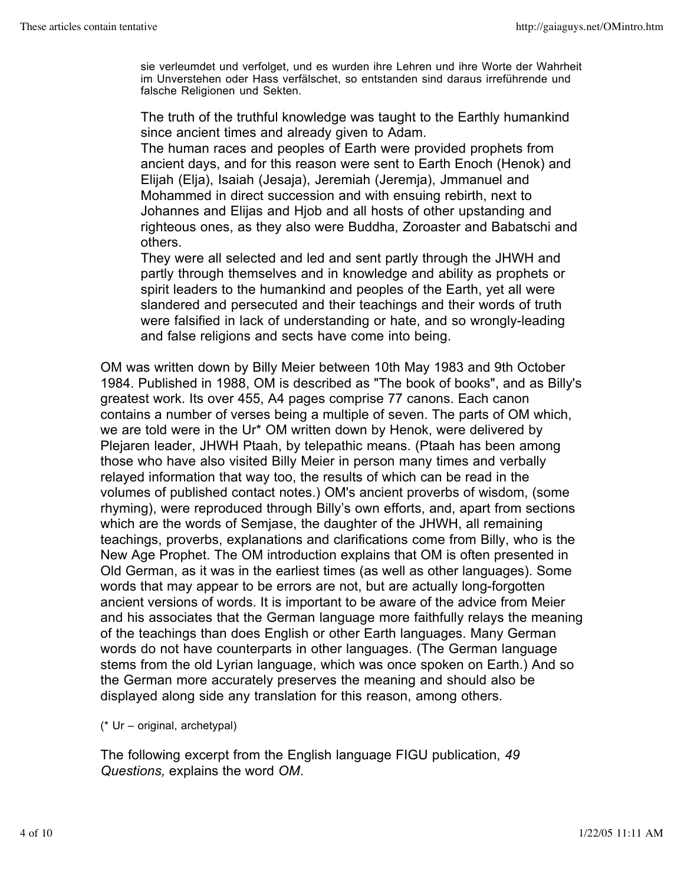> sie verleumdet und verfolget, und es wurden ihre Lehren und ihre Worte der Wahrheit im Unverstehen oder Hass verfälschet, so entstanden sind daraus irreführende und falsche Religionen und Sekten.

> The truth of the truthful knowledge was taught to the Earthly humankind since ancient times and already given to Adam.
> The human races and peoples of Earth were provided prophets from ancient days, and for this reason were sent to Earth Enoch (Henok) and Elijah (Elja), Isaiah (Jesaja), Jeremiah (Jeremja), Jmmanuel and Mohammed in direct succession and with ensuing rebirth, next to Johannes and Elijas and Hjob and all hosts of other upstanding and righteous ones, as they also were Buddha, Zoroaster and Babatschi and others.
> They were all selected and led and sent partly through the JHWH and partly through themselves and in knowledge and ability as prophets or spirit leaders to the humankind and peoples of the Earth, yet all were slandered and persecuted and their teachings and their words of truth were falsified in lack of understanding or hate, and so wrongly-leading and false religions and sects have come into being.

OM was written down by Billy Meier between 10th May 1983 and 9th October 1984. Published in 1988, OM is described as "The book of books", and as Billy's greatest work. Its over 455, A4 pages comprise 77 canons. Each canon contains a number of verses being a multiple of seven. The parts of OM which, we are told were in the Ur* OM written down by Henok, were delivered by Plejaren leader, JHWH Ptaah, by telepathic means. (Ptaah has been among those who have also visited Billy Meier in person many times and verbally relayed information that way too, the results of which can be read in the volumes of published contact notes.) OM's ancient proverbs of wisdom, (some rhyming), were reproduced through Billy's own efforts, and, apart from sections which are the words of Semjase, the daughter of the JHWH, all remaining teachings, proverbs, explanations and clarifications come from Billy, who is the New Age Prophet. The OM introduction explains that OM is often presented in Old German, as it was in the earliest times (as well as other languages). Some words that may appear to be errors are not, but are actually long-forgotten ancient versions of words. It is important to be aware of the advice from Meier and his associates that the German language more faithfully relays the meaning of the teachings than does English or other Earth languages. Many German words do not have counterparts in other languages. (The German language stems from the old Lyrian language, which was once spoken on Earth.) And so the German more accurately preserves the meaning and should also be displayed along side any translation for this reason, among others.

(* Ur – original, archetypal)

The following excerpt from the English language FIGU publication, *49 Questions,* explains the word *OM*.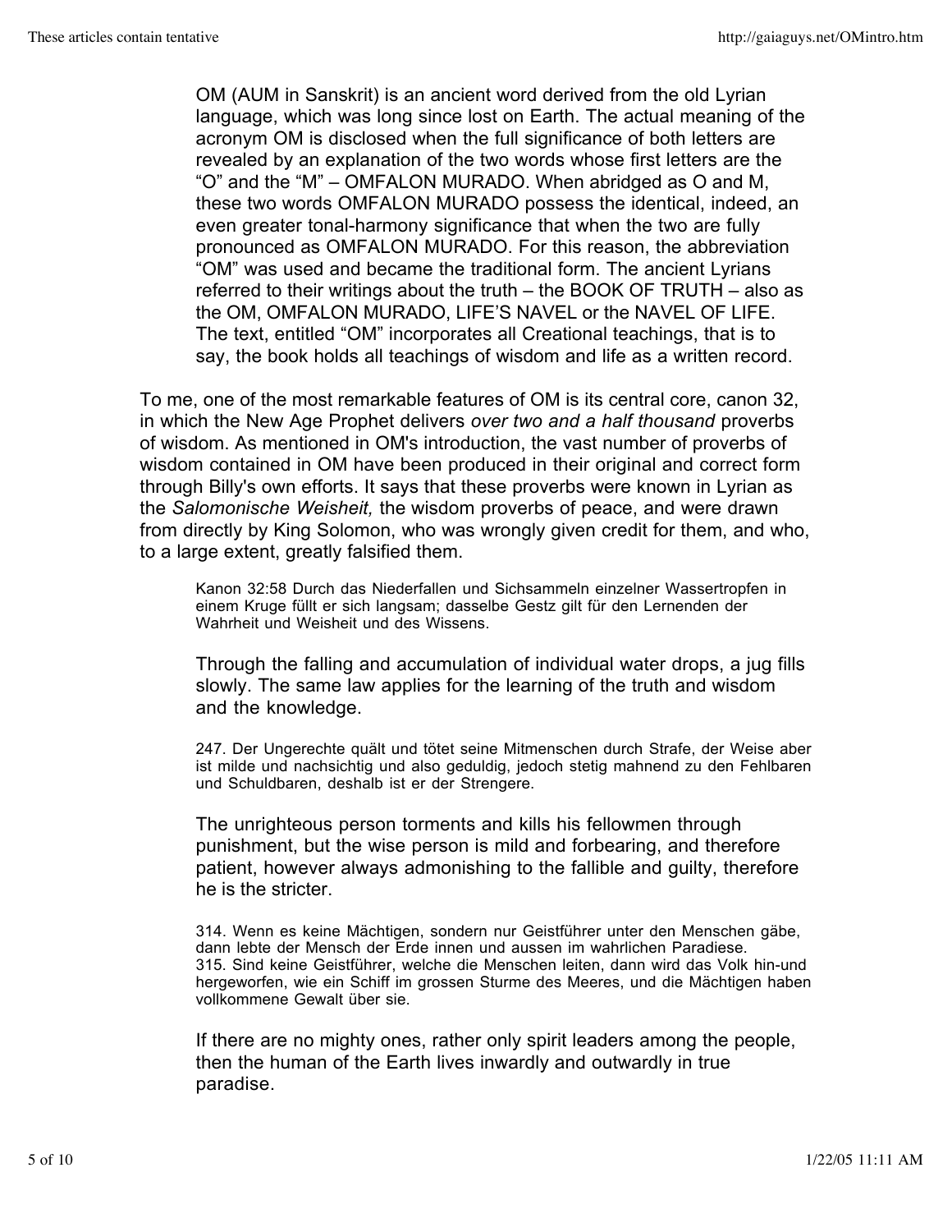> OM (AUM in Sanskrit) is an ancient word derived from the old Lyrian language, which was long since lost on Earth. The actual meaning of the acronym OM is disclosed when the full significance of both letters are revealed by an explanation of the two words whose first letters are the "O" and the "M" – OMFALON MURADO. When abridged as O and M, these two words OMFALON MURADO possess the identical, indeed, an even greater tonal-harmony significance that when the two are fully pronounced as OMFALON MURADO. For this reason, the abbreviation "OM" was used and became the traditional form. The ancient Lyrians referred to their writings about the truth – the BOOK OF TRUTH – also as the OM, OMFALON MURADO, LIFE'S NAVEL or the NAVEL OF LIFE. The text, entitled "OM" incorporates all Creational teachings, that is to say, the book holds all teachings of wisdom and life as a written record.

To me, one of the most remarkable features of OM is its central core, canon 32, in which the New Age Prophet delivers *over two and a half thousand* proverbs of wisdom. As mentioned in OM's introduction, the vast number of proverbs of wisdom contained in OM have been produced in their original and correct form through Billy's own efforts. It says that these proverbs were known in Lyrian as the *Salomonische Weisheit,* the wisdom proverbs of peace, and were drawn from directly by King Solomon, who was wrongly given credit for them, and who, to a large extent, greatly falsified them.

> Kanon 32:58 Durch das Niederfallen und Sichsammeln einzelner Wassertropfen in einem Kruge füllt er sich langsam; dasselbe Gestz gilt für den Lernenden der Wahrheit und Weisheit und des Wissens.
>
> Through the falling and accumulation of individual water drops, a jug fills slowly. The same law applies for the learning of the truth and wisdom and the knowledge.
>
> 247. Der Ungerechte quält und tötet seine Mitmenschen durch Strafe, der Weise aber ist milde und nachsichtig und also geduldig, jedoch stetig mahnend zu den Fehlbaren und Schuldbaren, deshalb ist er der Strengere.
>
> The unrighteous person torments and kills his fellowmen through punishment, but the wise person is mild and forbearing, and therefore patient, however always admonishing to the fallible and guilty, therefore he is the stricter.
>
> 314. Wenn es keine Mächtigen, sondern nur Geistführer unter den Menschen gäbe, dann lebte der Mensch der Erde innen und aussen im wahrlichen Paradiese.
> 315. Sind keine Geistführer, welche die Menschen leiten, dann wird das Volk hin-und hergeworfen, wie ein Schiff im grossen Sturme des Meeres, und die Mächtigen haben vollkommene Gewalt über sie.
>
> If there are no mighty ones, rather only spirit leaders among the people, then the human of the Earth lives inwardly and outwardly in true paradise.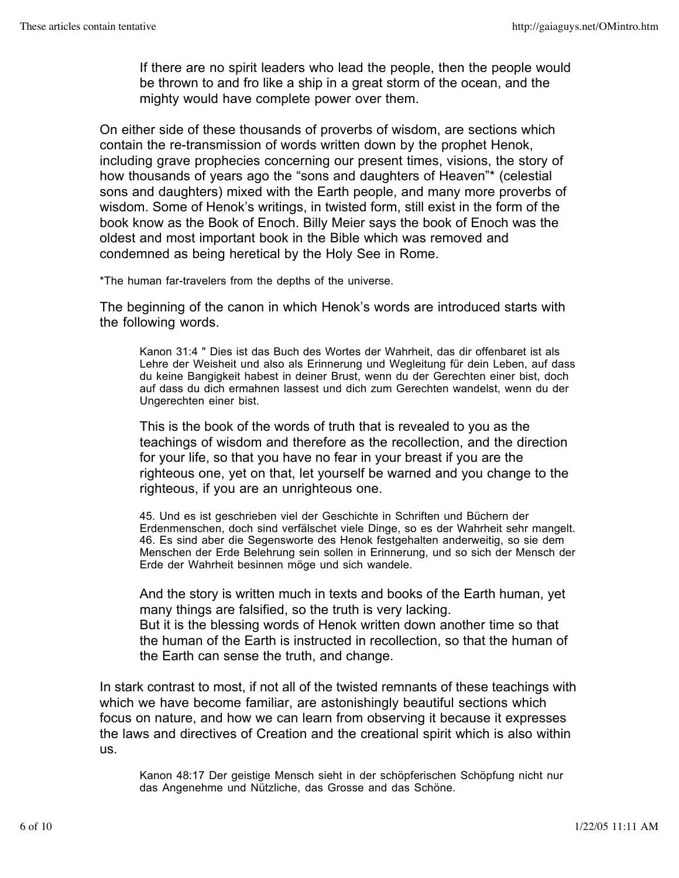> If there are no spirit leaders who lead the people, then the people would be thrown to and fro like a ship in a great storm of the ocean, and the mighty would have complete power over them.

On either side of these thousands of proverbs of wisdom, are sections which contain the re-transmission of words written down by the prophet Henok, including grave prophecies concerning our present times, visions, the story of how thousands of years ago the "sons and daughters of Heaven"* (celestial sons and daughters) mixed with the Earth people, and many more proverbs of wisdom. Some of Henok's writings, in twisted form, still exist in the form of the book know as the Book of Enoch. Billy Meier says the book of Enoch was the oldest and most important book in the Bible which was removed and condemned as being heretical by the Holy See in Rome.

*The human far-travelers from the depths of the universe.

The beginning of the canon in which Henok's words are introduced starts with the following words.

> Kanon 31:4 " Dies ist das Buch des Wortes der Wahrheit, das dir offenbaret ist als Lehre der Weisheit und also als Erinnerung und Wegleitung für dein Leben, auf dass du keine Bangigkeit habest in deiner Brust, wenn du der Gerechten einer bist, doch auf dass du dich ermahnen lassest und dich zum Gerechten wandelst, wenn du der Ungerechten einer bist.
>
> This is the book of the words of truth that is revealed to you as the teachings of wisdom and therefore as the recollection, and the direction for your life, so that you have no fear in your breast if you are the righteous one, yet on that, let yourself be warned and you change to the righteous, if you are an unrighteous one.
>
> 45. Und es ist geschrieben viel der Geschichte in Schriften und Büchern der Erdenmenschen, doch sind verfälschet viele Dinge, so es der Wahrheit sehr mangelt.
> 46. Es sind aber die Segensworte des Henok festgehalten anderweitig, so sie dem Menschen der Erde Belehrung sein sollen in Erinnerung, und so sich der Mensch der Erde der Wahrheit besinnen möge und sich wandele.
>
> And the story is written much in texts and books of the Earth human, yet many things are falsified, so the truth is very lacking.
> But it is the blessing words of Henok written down another time so that the human of the Earth is instructed in recollection, so that the human of the Earth can sense the truth, and change.

In stark contrast to most, if not all of the twisted remnants of these teachings with which we have become familiar, are astonishingly beautiful sections which focus on nature, and how we can learn from observing it because it expresses the laws and directives of Creation and the creational spirit which is also within us.

> Kanon 48:17 Der geistige Mensch sieht in der schöpferischen Schöpfung nicht nur das Angenehme und Nützliche, das Grosse and das Schöne.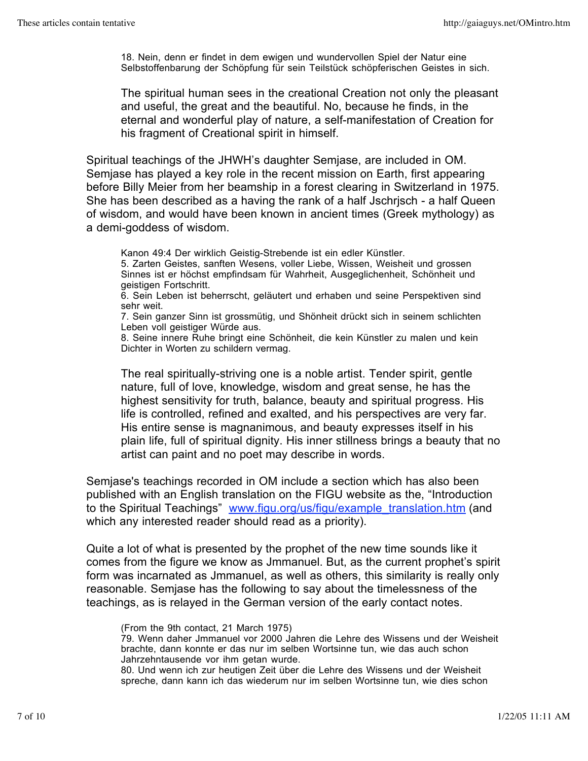> 18. Nein, denn er findet in dem ewigen und wundervollen Spiel der Natur eine Selbstoffenbarung der Schöpfung für sein Teilstück schöpferischen Geistes in sich.
>
> The spiritual human sees in the creational Creation not only the pleasant and useful, the great and the beautiful. No, because he finds, in the eternal and wonderful play of nature, a self-manifestation of Creation for his fragment of Creational spirit in himself.

Spiritual teachings of the JHWH's daughter Semjase, are included in OM. Semjase has played a key role in the recent mission on Earth, first appearing before Billy Meier from her beamship in a forest clearing in Switzerland in 1975. She has been described as a having the rank of a half Jschrjsch - a half Queen of wisdom, and would have been known in ancient times (Greek mythology) as a demi-goddess of wisdom.

> Kanon 49:4 Der wirklich Geistig-Strebende ist ein edler Künstler.
> 5. Zarten Geistes, sanften Wesens, voller Liebe, Wissen, Weisheit und grossen Sinnes ist er höchst empfindsam für Wahrheit, Ausgeglichenheit, Schönheit und geistigen Fortschritt.
> 6. Sein Leben ist beherrscht, geläutert und erhaben und seine Perspektiven sind sehr weit.
> 7. Sein ganzer Sinn ist grossmütig, und Shönheit drückt sich in seinem schlichten Leben voll geistiger Würde aus.
> 8. Seine innere Ruhe bringt eine Schönheit, die kein Künstler zu malen und kein Dichter in Worten zu schildern vermag.
>
> The real spiritually-striving one is a noble artist. Tender spirit, gentle nature, full of love, knowledge, wisdom and great sense, he has the highest sensitivity for truth, balance, beauty and spiritual progress. His life is controlled, refined and exalted, and his perspectives are very far. His entire sense is magnanimous, and beauty expresses itself in his plain life, full of spiritual dignity. His inner stillness brings a beauty that no artist can paint and no poet may describe in words.

Semjase's teachings recorded in OM include a section which has also been published with an English translation on the FIGU website as the, "Introduction to the Spiritual Teachings" [www.figu.org/us/figu/example_translation.htm](www.figu.org/us/figu/example_translation.htm) (and which any interested reader should read as a priority).

Quite a lot of what is presented by the prophet of the new time sounds like it comes from the figure we know as Jmmanuel. But, as the current prophet's spirit form was incarnated as Jmmanuel, as well as others, this similarity is really only reasonable. Semjase has the following to say about the timelessness of the teachings, as is relayed in the German version of the early contact notes.

> (From the 9th contact, 21 March 1975)
> 79. Wenn daher Jmmanuel vor 2000 Jahren die Lehre des Wissens und der Weisheit brachte, dann konnte er das nur im selben Wortsinne tun, wie das auch schon Jahrzehntausende vor ihm getan wurde.
> 80. Und wenn ich zur heutigen Zeit über die Lehre des Wissens und der Weisheit spreche, dann kann ich das wiederum nur im selben Wortsinne tun, wie dies schon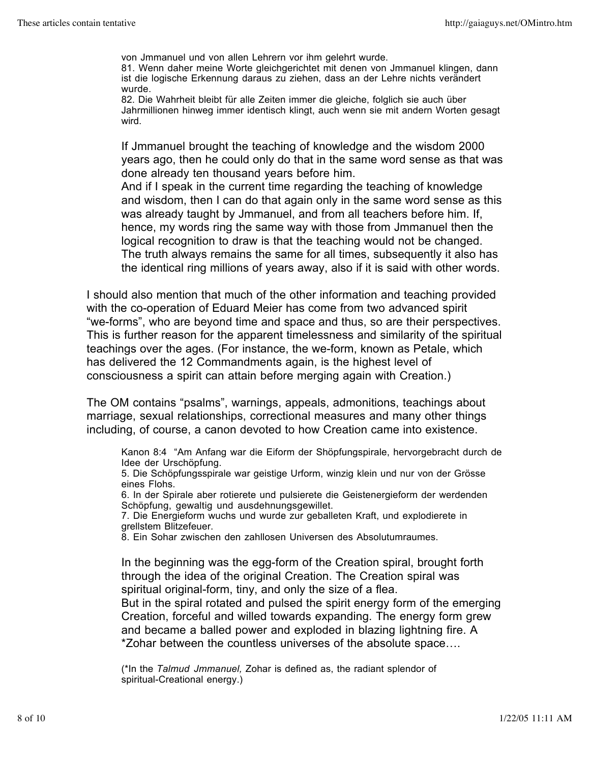von Jmmanuel und von allen Lehrern vor ihm gelehrt wurde.
81. Wenn daher meine Worte gleichgerichtet mit denen von Jmmanuel klingen, dann ist die logische Erkennung daraus zu ziehen, dass an der Lehre nichts verändert wurde.
82. Die Wahrheit bleibt für alle Zeiten immer die gleiche, folglich sie auch über Jahrmillionen hinweg immer identisch klingt, auch wenn sie mit andern Worten gesagt wird.

> If Jmmanuel brought the teaching of knowledge and the wisdom 2000 years ago, then he could only do that in the same word sense as that was done already ten thousand years before him.
> And if I speak in the current time regarding the teaching of knowledge and wisdom, then I can do that again only in the same word sense as this was already taught by Jmmanuel, and from all teachers before him. If, hence, my words ring the same way with those from Jmmanuel then the logical recognition to draw is that the teaching would not be changed.
> The truth always remains the same for all times, subsequently it also has the identical ring millions of years away, also if it is said with other words.

I should also mention that much of the other information and teaching provided with the co-operation of Eduard Meier has come from two advanced spirit “we-forms”, who are beyond time and space and thus, so are their perspectives. This is further reason for the apparent timelessness and similarity of the spiritual teachings over the ages. (For instance, the we-form, known as Petale, which has delivered the 12 Commandments again, is the highest level of consciousness a spirit can attain before merging again with Creation.)

The OM contains “psalms”, warnings, appeals, admonitions, teachings about marriage, sexual relationships, correctional measures and many other things including, of course, a canon devoted to how Creation came into existence.

Kanon 8:4 “Am Anfang war die Eiform der Shöpfungspirale, hervorgebracht durch de Idee der Urschöpfung.
5. Die Schöpfungsspirale war geistige Urform, winzig klein und nur von der Grösse eines Flohs.
6. In der Spirale aber rotierete und pulsierete die Geistenergieform der werdenden Schöpfung, gewaltig und ausdehnungsgewillet.
7. Die Energieform wuchs und wurde zur geballeten Kraft, und explodierete in grellstem Blitzefeuer.
8. Ein Sohar zwischen den zahllosen Universen des Absolutumraumes.

> In the beginning was the egg-form of the Creation spiral, brought forth through the idea of the original Creation. The Creation spiral was spiritual original-form, tiny, and only the size of a flea.
> But in the spiral rotated and pulsed the spirit energy form of the emerging Creation, forceful and willed towards expanding. The energy form grew and became a balled power and exploded in blazing lightning fire. A *Zohar between the countless universes of the absolute space….

(*In the *Talmud Jmmanuel,* Zohar is defined as, the radiant splendor of spiritual-Creational energy.)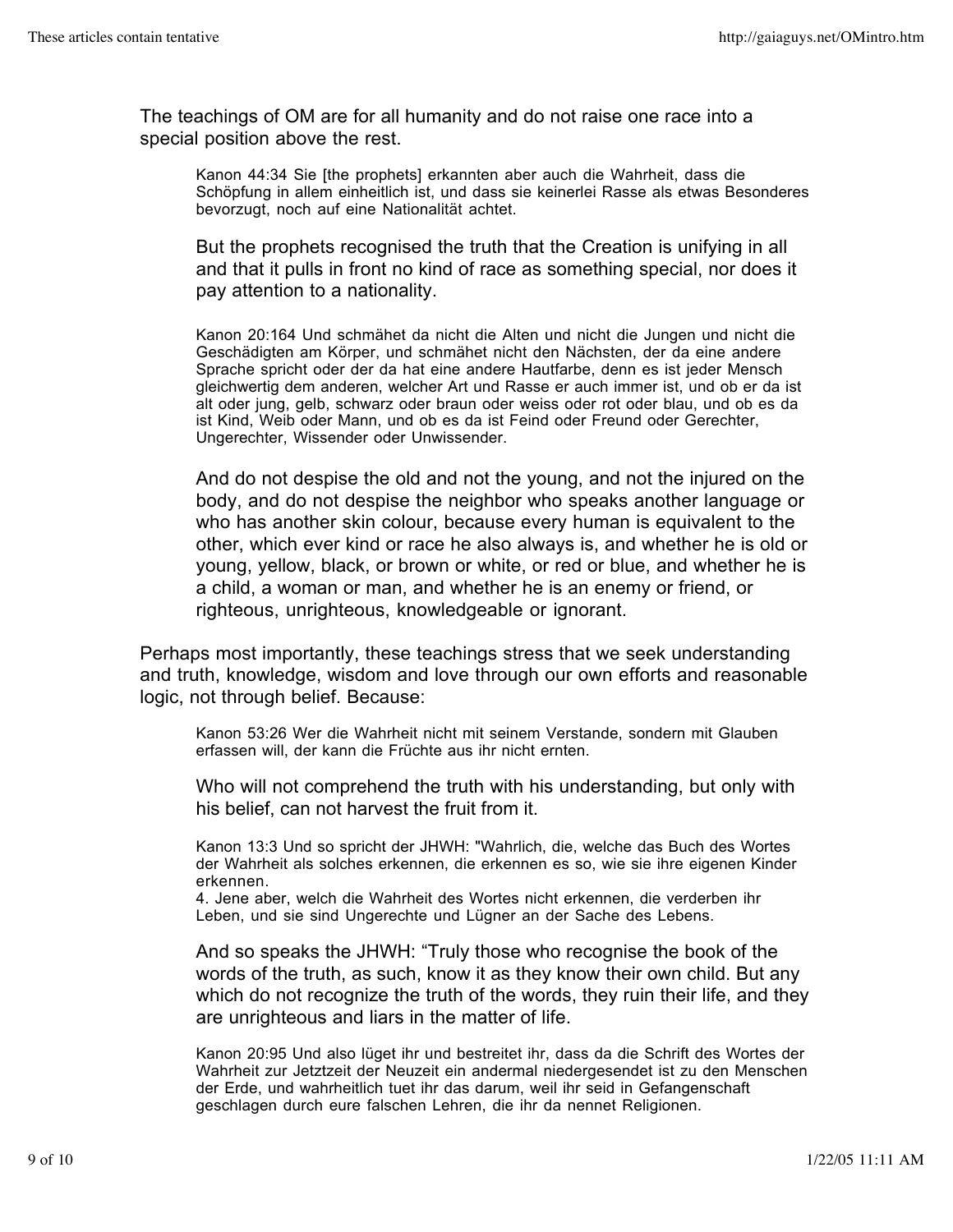The teachings of OM are for all humanity and do not raise one race into a special position above the rest.

> Kanon 44:34 Sie [the prophets] erkannten aber auch die Wahrheit, dass die Schöpfung in allem einheitlich ist, und dass sie keinerlei Rasse als etwas Besonderes bevorzugt, noch auf eine Nationalität achtet.
>
> But the prophets recognised the truth that the Creation is unifying in all and that it pulls in front no kind of race as something special, nor does it pay attention to a nationality.
>
> Kanon 20:164 Und schmähet da nicht die Alten und nicht die Jungen und nicht die Geschädigten am Körper, und schmähet nicht den Nächsten, der da eine andere Sprache spricht oder der da hat eine andere Hautfarbe, denn es ist jeder Mensch gleichwertig dem anderen, welcher Art und Rasse er auch immer ist, und ob er da ist alt oder jung, gelb, schwarz oder braun oder weiss oder rot oder blau, und ob es da ist Kind, Weib oder Mann, und ob es da ist Feind oder Freund oder Gerechter, Ungerechter, Wissender oder Unwissender.
>
> And do not despise the old and not the young, and not the injured on the body, and do not despise the neighbor who speaks another language or who has another skin colour, because every human is equivalent to the other, which ever kind or race he also always is, and whether he is old or young, yellow, black, or brown or white, or red or blue, and whether he is a child, a woman or man, and whether he is an enemy or friend, or righteous, unrighteous, knowledgeable or ignorant.

Perhaps most importantly, these teachings stress that we seek understanding and truth, knowledge, wisdom and love through our own efforts and reasonable logic, not through belief. Because:

> Kanon 53:26 Wer die Wahrheit nicht mit seinem Verstande, sondern mit Glauben erfassen will, der kann die Früchte aus ihr nicht ernten.
>
> Who will not comprehend the truth with his understanding, but only with his belief, can not harvest the fruit from it.
>
> Kanon 13:3 Und so spricht der JHWH: "Wahrlich, die, welche das Buch des Wortes der Wahrheit als solches erkennen, die erkennen es so, wie sie ihre eigenen Kinder erkennen.
> 4. Jene aber, welch die Wahrheit des Wortes nicht erkennen, die verderben ihr Leben, und sie sind Ungerechte und Lügner an der Sache des Lebens.
>
> And so speaks the JHWH: "Truly those who recognise the book of the words of the truth, as such, know it as they know their own child. But any which do not recognize the truth of the words, they ruin their life, and they are unrighteous and liars in the matter of life.
>
> Kanon 20:95 Und also lüget ihr und bestreitet ihr, dass da die Schrift des Wortes der Wahrheit zur Jetztzeit der Neuzeit ein andermal niedergesendet ist zu den Menschen der Erde, und wahrheitlich tuet ihr das darum, weil ihr seid in Gefangenschaft geschlagen durch eure falschen Lehren, die ihr da nennet Religionen.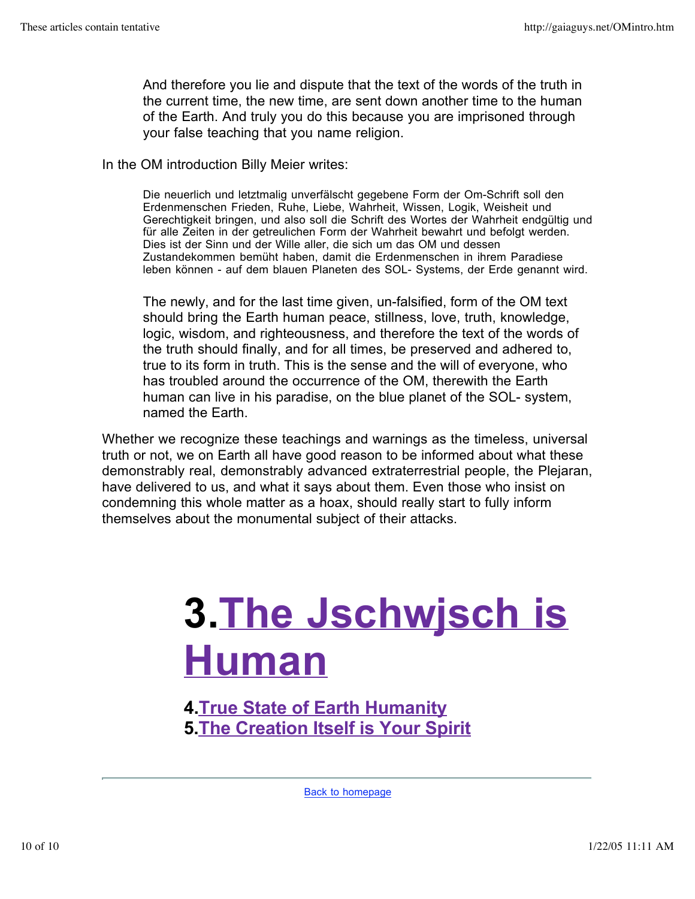> And therefore you lie and dispute that the text of the words of the truth in the current time, the new time, are sent down another time to the human of the Earth. And truly you do this because you are imprisoned through your false teaching that you name religion.

In the OM introduction Billy Meier writes:

> Die neuerlich und letztmalig unverfälscht gegebene Form der Om-Schrift soll den Erdenmenschen Frieden, Ruhe, Liebe, Wahrheit, Wissen, Logik, Weisheit und Gerechtigkeit bringen, und also soll die Schrift des Wortes der Wahrheit endgültig und für alle Zeiten in der getreulichen Form der Wahrheit bewahrt und befolgt werden. Dies ist der Sinn und der Wille aller, die sich um das OM und dessen Zustandekommen bemüht haben, damit die Erdenmenschen in ihrem Paradiese leben können - auf dem blauen Planeten des SOL- Systems, der Erde genannt wird.

> The newly, and for the last time given, un-falsified, form of the OM text should bring the Earth human peace, stillness, love, truth, knowledge, logic, wisdom, and righteousness, and therefore the text of the words of the truth should finally, and for all times, be preserved and adhered to, true to its form in truth. This is the sense and the will of everyone, who has troubled around the occurrence of the OM, therewith the Earth human can live in his paradise, on the blue planet of the SOL- system, named the Earth.

Whether we recognize these teachings and warnings as the timeless, universal truth or not, we on Earth all have good reason to be informed about what these demonstrably real, demonstrably advanced extraterrestrial people, the Plejaran, have delivered to us, and what it says about them. Even those who insist on condemning this whole matter as a hoax, should really start to fully inform themselves about the monumental subject of their attacks.

# 3. The Jschwjsch is Human

**4. True State of Earth Humanity**
**5. The Creation Itself is Your Spirit**

---

Back to homepage